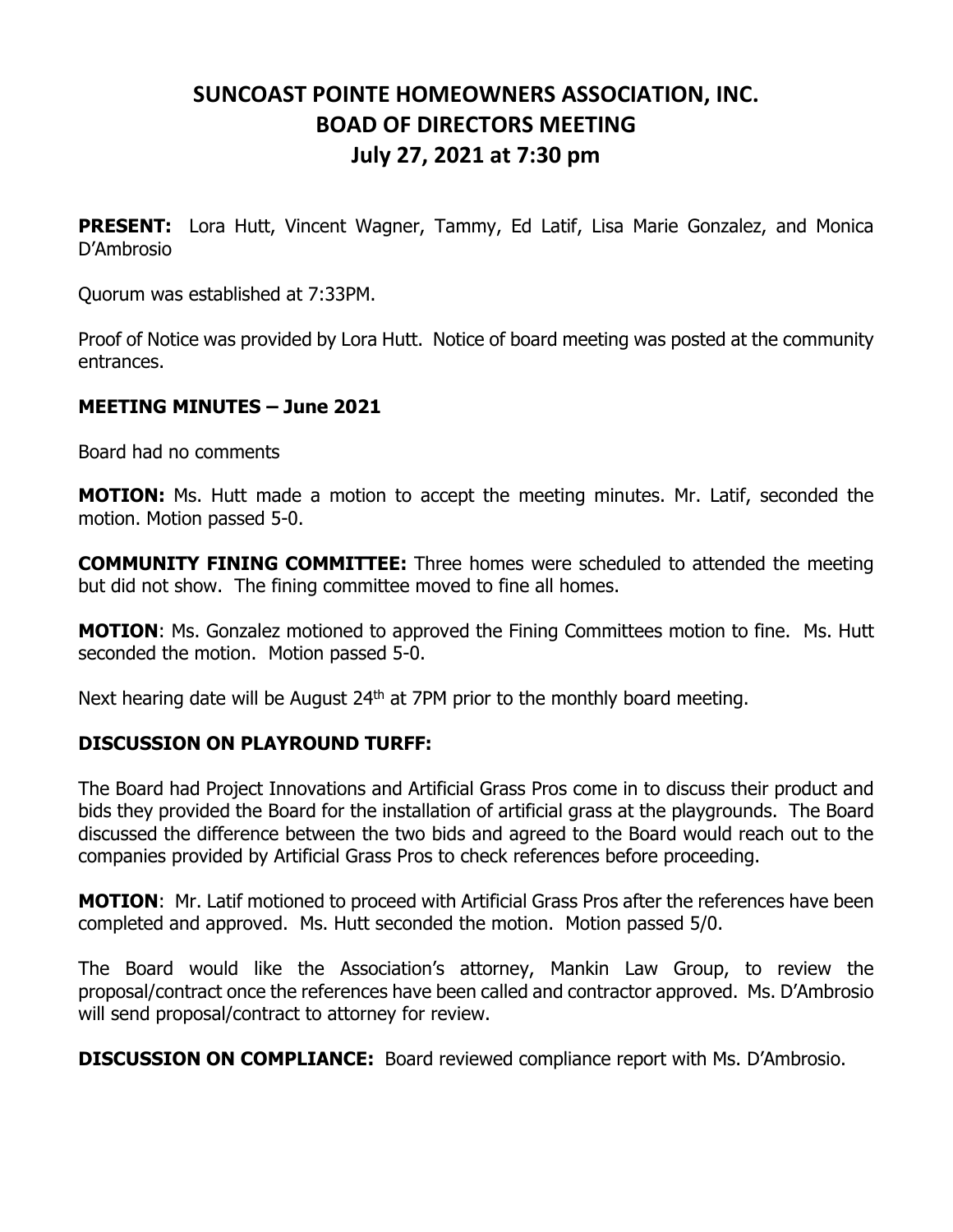# SUNCOAST POINTE HOMEOWNERS ASSOCIATION, INC.
# BOAD OF DIRECTORS MEETING
# July 27, 2021 at 7:30 pm

**PRESENT:** Lora Hutt, Vincent Wagner, Tammy, Ed Latif, Lisa Marie Gonzalez, and Monica D'Ambrosio

Quorum was established at 7:33PM.

Proof of Notice was provided by Lora Hutt. Notice of board meeting was posted at the community entrances.

**MEETING MINUTES – June 2021**

Board had no comments

**MOTION:** Ms. Hutt made a motion to accept the meeting minutes. Mr. Latif, seconded the motion. Motion passed 5-0.

**COMMUNITY FINING COMMITTEE:** Three homes were scheduled to attended the meeting but did not show. The fining committee moved to fine all homes.

**MOTION**: Ms. Gonzalez motioned to approved the Fining Committees motion to fine. Ms. Hutt seconded the motion. Motion passed 5-0.

Next hearing date will be August 24th at 7PM prior to the monthly board meeting.

**DISCUSSION ON PLAYROUND TURFF:**

The Board had Project Innovations and Artificial Grass Pros come in to discuss their product and bids they provided the Board for the installation of artificial grass at the playgrounds. The Board discussed the difference between the two bids and agreed to the Board would reach out to the companies provided by Artificial Grass Pros to check references before proceeding.

**MOTION**: Mr. Latif motioned to proceed with Artificial Grass Pros after the references have been completed and approved. Ms. Hutt seconded the motion. Motion passed 5/0.

The Board would like the Association's attorney, Mankin Law Group, to review the proposal/contract once the references have been called and contractor approved. Ms. D'Ambrosio will send proposal/contract to attorney for review.

**DISCUSSION ON COMPLIANCE:** Board reviewed compliance report with Ms. D'Ambrosio.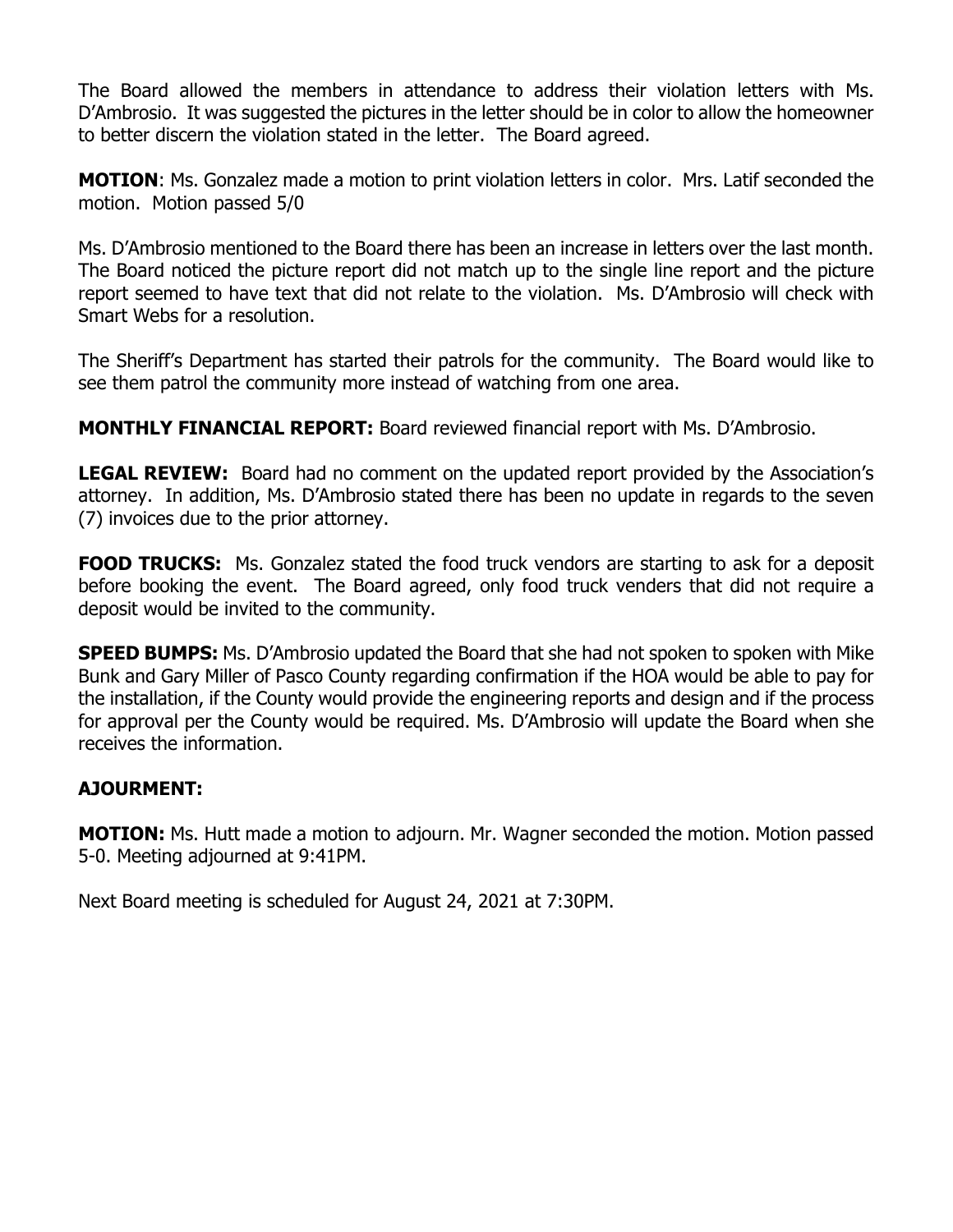The Board allowed the members in attendance to address their violation letters with Ms. D'Ambrosio. It was suggested the pictures in the letter should be in color to allow the homeowner to better discern the violation stated in the letter. The Board agreed.

**MOTION**: Ms. Gonzalez made a motion to print violation letters in color. Mrs. Latif seconded the motion. Motion passed 5/0

Ms. D'Ambrosio mentioned to the Board there has been an increase in letters over the last month. The Board noticed the picture report did not match up to the single line report and the picture report seemed to have text that did not relate to the violation. Ms. D'Ambrosio will check with Smart Webs for a resolution.

The Sheriff's Department has started their patrols for the community. The Board would like to see them patrol the community more instead of watching from one area.

**MONTHLY FINANCIAL REPORT:** Board reviewed financial report with Ms. D'Ambrosio.

**LEGAL REVIEW:** Board had no comment on the updated report provided by the Association's attorney. In addition, Ms. D'Ambrosio stated there has been no update in regards to the seven (7) invoices due to the prior attorney.

**FOOD TRUCKS:** Ms. Gonzalez stated the food truck vendors are starting to ask for a deposit before booking the event. The Board agreed, only food truck venders that did not require a deposit would be invited to the community.

**SPEED BUMPS:** Ms. D'Ambrosio updated the Board that she had not spoken to spoken with Mike Bunk and Gary Miller of Pasco County regarding confirmation if the HOA would be able to pay for the installation, if the County would provide the engineering reports and design and if the process for approval per the County would be required. Ms. D'Ambrosio will update the Board when she receives the information.

**AJOURMENT:**

**MOTION:** Ms. Hutt made a motion to adjourn. Mr. Wagner seconded the motion. Motion passed 5-0. Meeting adjourned at 9:41PM.

Next Board meeting is scheduled for August 24, 2021 at 7:30PM.